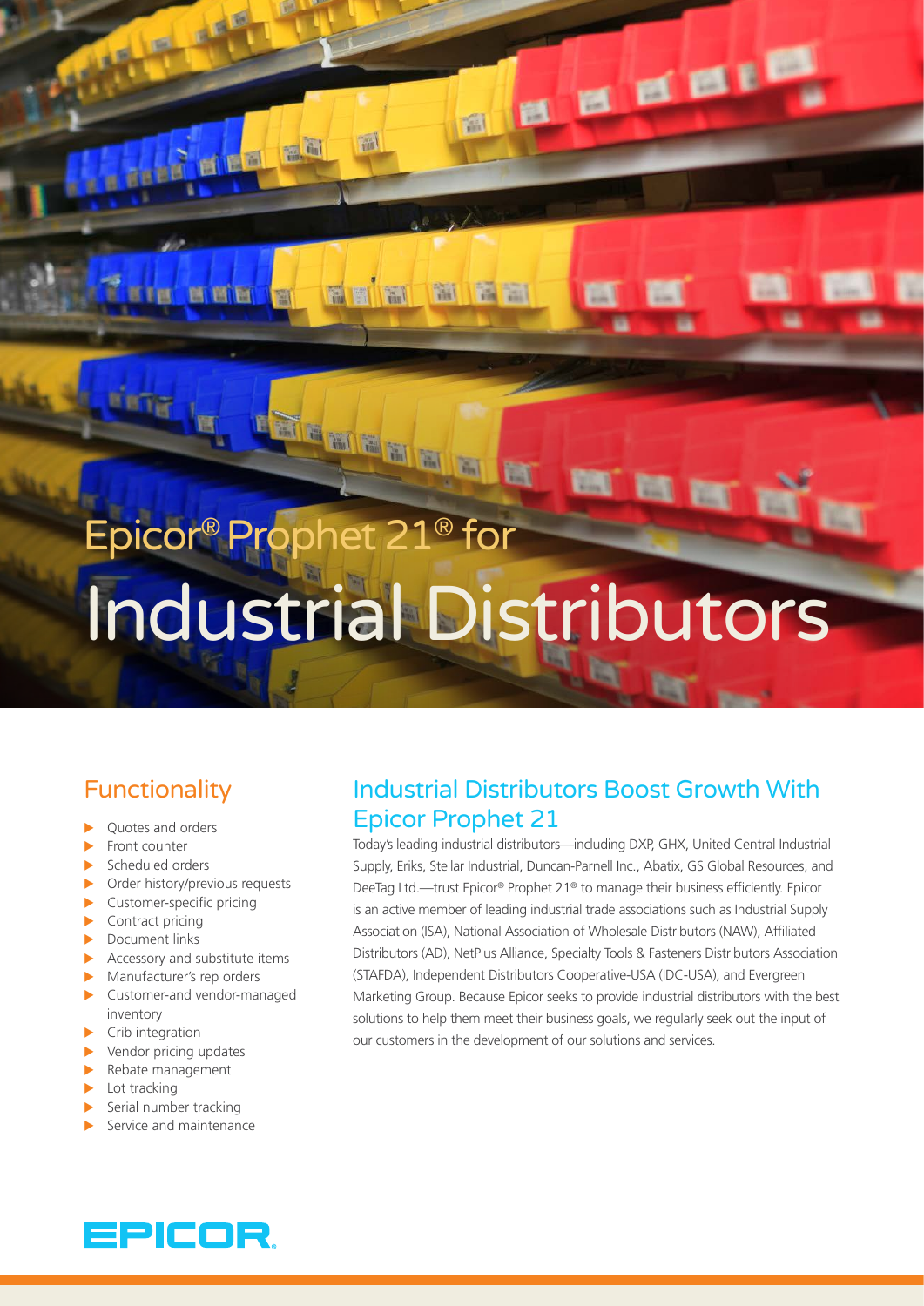# Epicor® Prophet 21® for Industrial Distributors

## Functionality

- Quotes and orders
- Front counter
- Scheduled orders
- Order history/previous requests
- Customer-specific pricing
- Contract pricing
- Document links
- Accessory and substitute items
- Manufacturer's rep orders
- Customer-and vendor-managed inventory
- Crib integration
- Vendor pricing updates
- Rebate management
- Lot tracking
- Serial number tracking
- Service and maintenance

## Industrial Distributors Boost Growth With Epicor Prophet 21

Today's leading industrial distributors—including DXP, GHX, United Central Industrial Supply, Eriks, Stellar Industrial, Duncan-Parnell Inc., Abatix, GS Global Resources, and DeeTag Ltd.—trust Epicor® Prophet 21® to manage their business efficiently. Epicor is an active member of leading industrial trade associations such as Industrial Supply Association (ISA), National Association of Wholesale Distributors (NAW), Affiliated Distributors (AD), NetPlus Alliance, Specialty Tools & Fasteners Distributors Association (STAFDA), Independent Distributors Cooperative-USA (IDC-USA), and Evergreen Marketing Group. Because Epicor seeks to provide industrial distributors with the best solutions to help them meet their business goals, we regularly seek out the input of our customers in the development of our solutions and services.

EPICOR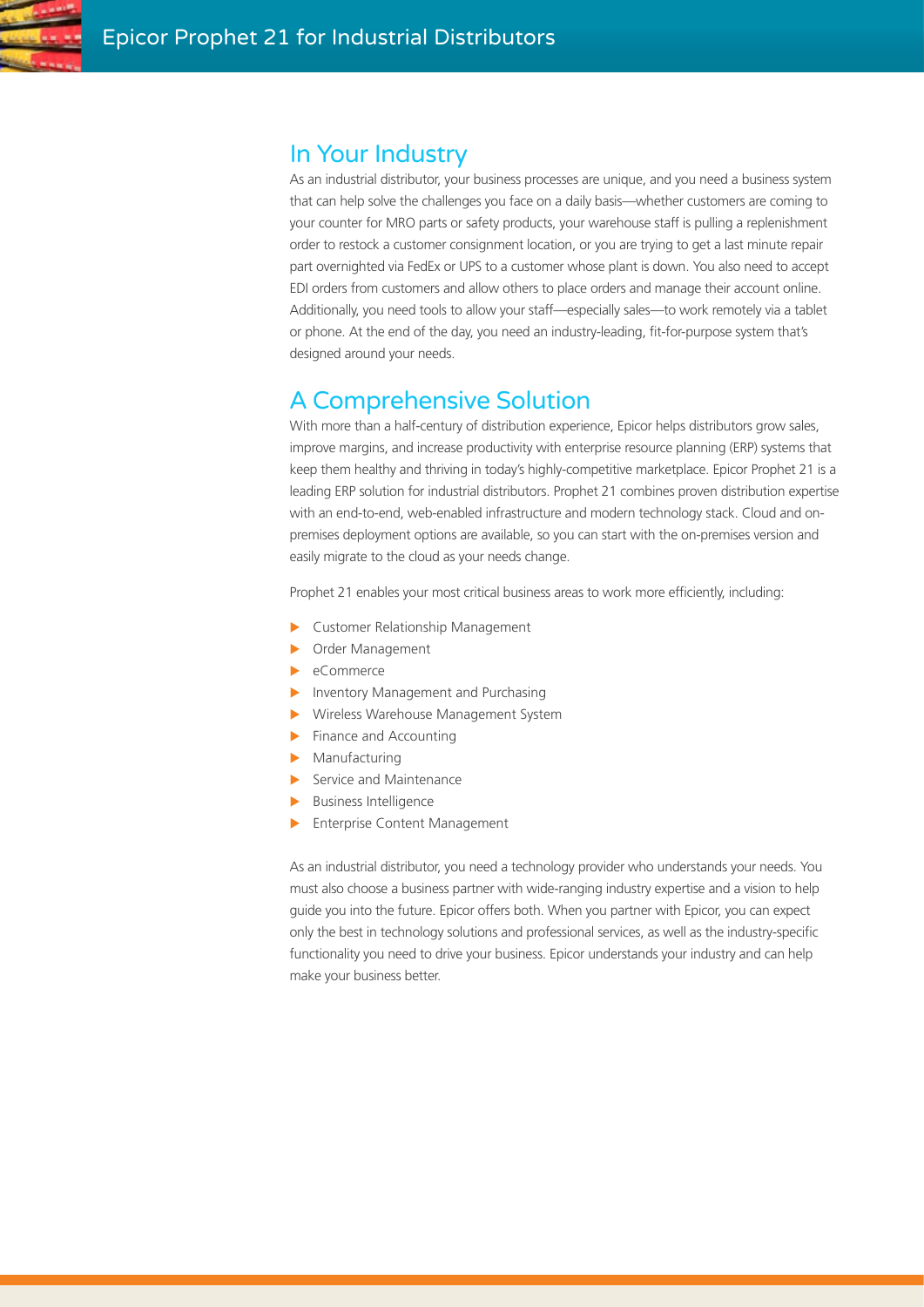## In Your Industry

As an industrial distributor, your business processes are unique, and you need a business system that can help solve the challenges you face on a daily basis—whether customers are coming to your counter for MRO parts or safety products, your warehouse staff is pulling a replenishment order to restock a customer consignment location, or you are trying to get a last minute repair part overnighted via FedEx or UPS to a customer whose plant is down. You also need to accept EDI orders from customers and allow others to place orders and manage their account online. Additionally, you need tools to allow your staff—especially sales—to work remotely via a tablet or phone. At the end of the day, you need an industry-leading, fit-for-purpose system that's designed around your needs.

## A Comprehensive Solution

With more than a half-century of distribution experience, Epicor helps distributors grow sales, improve margins, and increase productivity with enterprise resource planning (ERP) systems that keep them healthy and thriving in today's highly-competitive marketplace. Epicor Prophet 21 is a leading ERP solution for industrial distributors. Prophet 21 combines proven distribution expertise with an end-to-end, web-enabled infrastructure and modern technology stack. Cloud and on-premises deployment options are available, so you can start with the on-premises version and easily migrate to the cloud as your needs change.

Prophet 21 enables your most critical business areas to work more efficiently, including:

- Customer Relationship Management
- Order Management
- eCommerce
- Inventory Management and Purchasing
- Wireless Warehouse Management System
- Finance and Accounting
- Manufacturing
- Service and Maintenance
- Business Intelligence
- Enterprise Content Management

As an industrial distributor, you need a technology provider who understands your needs. You must also choose a business partner with wide-ranging industry expertise and a vision to help guide you into the future. Epicor offers both. When you partner with Epicor, you can expect only the best in technology solutions and professional services, as well as the industry-specific functionality you need to drive your business. Epicor understands your industry and can help make your business better.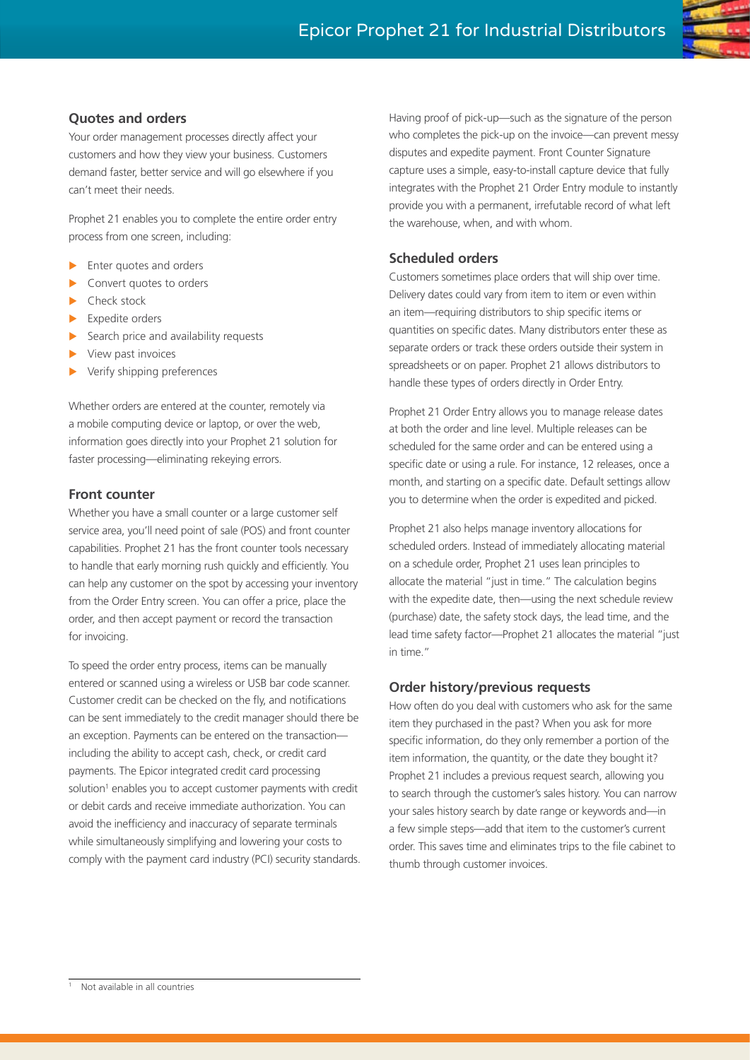## Quotes and orders

Your order management processes directly affect your customers and how they view your business. Customers demand faster, better service and will go elsewhere if you can't meet their needs.

Prophet 21 enables you to complete the entire order entry process from one screen, including:

- Enter quotes and orders
- Convert quotes to orders
- Check stock
- Expedite orders
- Search price and availability requests
- View past invoices
- Verify shipping preferences

Whether orders are entered at the counter, remotely via a mobile computing device or laptop, or over the web, information goes directly into your Prophet 21 solution for faster processing—eliminating rekeying errors.

## Front counter

Whether you have a small counter or a large customer self service area, you'll need point of sale (POS) and front counter capabilities. Prophet 21 has the front counter tools necessary to handle that early morning rush quickly and efficiently. You can help any customer on the spot by accessing your inventory from the Order Entry screen. You can offer a price, place the order, and then accept payment or record the transaction for invoicing.

To speed the order entry process, items can be manually entered or scanned using a wireless or USB bar code scanner. Customer credit can be checked on the fly, and notifications can be sent immediately to the credit manager should there be an exception. Payments can be entered on the transaction—including the ability to accept cash, check, or credit card payments. The Epicor integrated credit card processing solution[1] enables you to accept customer payments with credit or debit cards and receive immediate authorization. You can avoid the inefficiency and inaccuracy of separate terminals while simultaneously simplifying and lowering your costs to comply with the payment card industry (PCI) security standards.

Having proof of pick-up—such as the signature of the person who completes the pick-up on the invoice—can prevent messy disputes and expedite payment. Front Counter Signature capture uses a simple, easy-to-install capture device that fully integrates with the Prophet 21 Order Entry module to instantly provide you with a permanent, irrefutable record of what left the warehouse, when, and with whom.

## Scheduled orders

Customers sometimes place orders that will ship over time. Delivery dates could vary from item to item or even within an item—requiring distributors to ship specific items or quantities on specific dates. Many distributors enter these as separate orders or track these orders outside their system in spreadsheets or on paper. Prophet 21 allows distributors to handle these types of orders directly in Order Entry.

Prophet 21 Order Entry allows you to manage release dates at both the order and line level. Multiple releases can be scheduled for the same order and can be entered using a specific date or using a rule. For instance, 12 releases, once a month, and starting on a specific date. Default settings allow you to determine when the order is expedited and picked.

Prophet 21 also helps manage inventory allocations for scheduled orders. Instead of immediately allocating material on a schedule order, Prophet 21 uses lean principles to allocate the material "just in time." The calculation begins with the expedite date, then—using the next schedule review (purchase) date, the safety stock days, the lead time, and the lead time safety factor—Prophet 21 allocates the material "just in time."

## Order history/previous requests

How often do you deal with customers who ask for the same item they purchased in the past? When you ask for more specific information, do they only remember a portion of the item information, the quantity, or the date they bought it? Prophet 21 includes a previous request search, allowing you to search through the customer's sales history. You can narrow your sales history search by date range or keywords and—in a few simple steps—add that item to the customer's current order. This saves time and eliminates trips to the file cabinet to thumb through customer invoices.

[1] Not available in all countries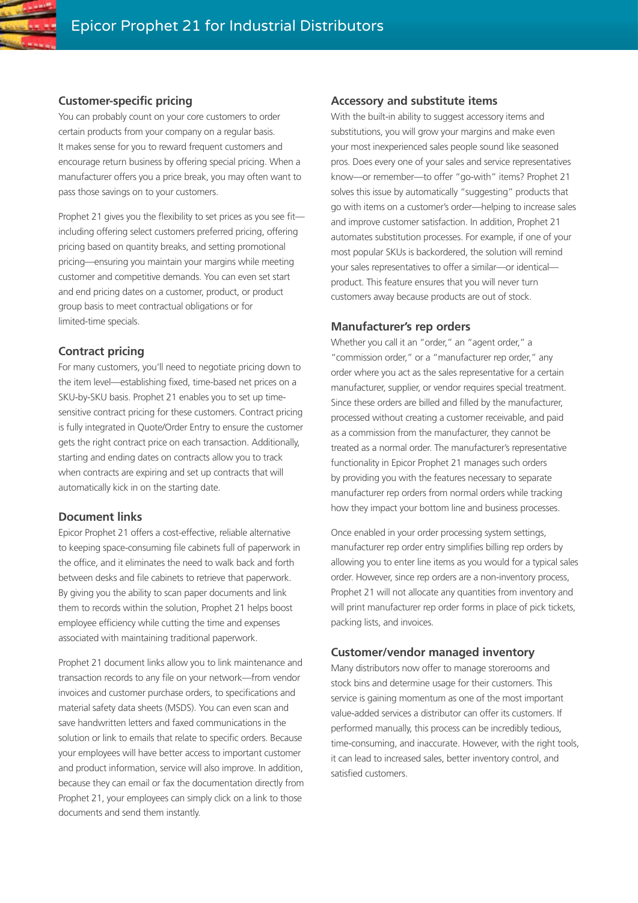## Customer-specific pricing

You can probably count on your core customers to order certain products from your company on a regular basis. It makes sense for you to reward frequent customers and encourage return business by offering special pricing. When a manufacturer offers you a price break, you may often want to pass those savings on to your customers.

Prophet 21 gives you the flexibility to set prices as you see fit—including offering select customers preferred pricing, offering pricing based on quantity breaks, and setting promotional pricing—ensuring you maintain your margins while meeting customer and competitive demands. You can even set start and end pricing dates on a customer, product, or product group basis to meet contractual obligations or for limited-time specials.

## Contract pricing

For many customers, you'll need to negotiate pricing down to the item level—establishing fixed, time-based net prices on a SKU-by-SKU basis. Prophet 21 enables you to set up time-sensitive contract pricing for these customers. Contract pricing is fully integrated in Quote/Order Entry to ensure the customer gets the right contract price on each transaction. Additionally, starting and ending dates on contracts allow you to track when contracts are expiring and set up contracts that will automatically kick in on the starting date.

## Document links

Epicor Prophet 21 offers a cost-effective, reliable alternative to keeping space-consuming file cabinets full of paperwork in the office, and it eliminates the need to walk back and forth between desks and file cabinets to retrieve that paperwork. By giving you the ability to scan paper documents and link them to records within the solution, Prophet 21 helps boost employee efficiency while cutting the time and expenses associated with maintaining traditional paperwork.

Prophet 21 document links allow you to link maintenance and transaction records to any file on your network—from vendor invoices and customer purchase orders, to specifications and material safety data sheets (MSDS). You can even scan and save handwritten letters and faxed communications in the solution or link to emails that relate to specific orders. Because your employees will have better access to important customer and product information, service will also improve. In addition, because they can email or fax the documentation directly from Prophet 21, your employees can simply click on a link to those documents and send them instantly.

## Accessory and substitute items

With the built-in ability to suggest accessory items and substitutions, you will grow your margins and make even your most inexperienced sales people sound like seasoned pros. Does every one of your sales and service representatives know—or remember—to offer "go-with" items? Prophet 21 solves this issue by automatically "suggesting" products that go with items on a customer's order—helping to increase sales and improve customer satisfaction. In addition, Prophet 21 automates substitution processes. For example, if one of your most popular SKUs is backordered, the solution will remind your sales representatives to offer a similar—or identical—product. This feature ensures that you will never turn customers away because products are out of stock.

## Manufacturer's rep orders

Whether you call it an "order," an "agent order," a "commission order," or a "manufacturer rep order," any order where you act as the sales representative for a certain manufacturer, supplier, or vendor requires special treatment. Since these orders are billed and filled by the manufacturer, processed without creating a customer receivable, and paid as a commission from the manufacturer, they cannot be treated as a normal order. The manufacturer's representative functionality in Epicor Prophet 21 manages such orders by providing you with the features necessary to separate manufacturer rep orders from normal orders while tracking how they impact your bottom line and business processes.

Once enabled in your order processing system settings, manufacturer rep order entry simplifies billing rep orders by allowing you to enter line items as you would for a typical sales order. However, since rep orders are a non-inventory process, Prophet 21 will not allocate any quantities from inventory and will print manufacturer rep order forms in place of pick tickets, packing lists, and invoices.

## Customer/vendor managed inventory

Many distributors now offer to manage storerooms and stock bins and determine usage for their customers. This service is gaining momentum as one of the most important value-added services a distributor can offer its customers. If performed manually, this process can be incredibly tedious, time-consuming, and inaccurate. However, with the right tools, it can lead to increased sales, better inventory control, and satisfied customers.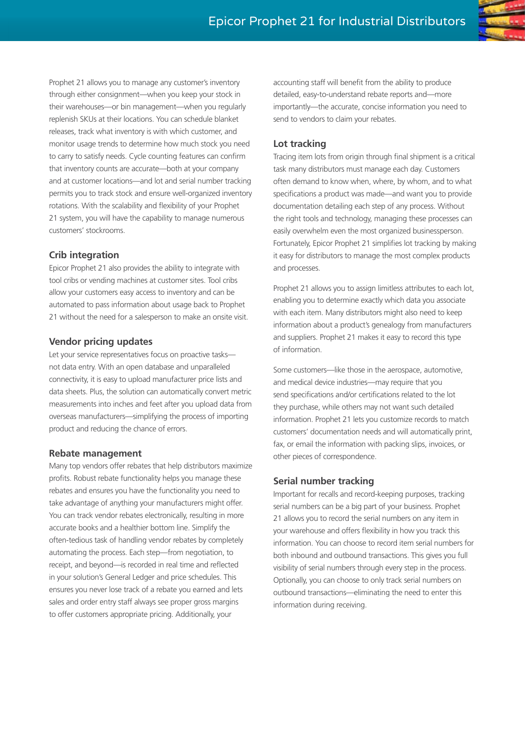Prophet 21 allows you to manage any customer's inventory through either consignment—when you keep your stock in their warehouses—or bin management—when you regularly replenish SKUs at their locations. You can schedule blanket releases, track what inventory is with which customer, and monitor usage trends to determine how much stock you need to carry to satisfy needs. Cycle counting features can confirm that inventory counts are accurate—both at your company and at customer locations—and lot and serial number tracking permits you to track stock and ensure well-organized inventory rotations. With the scalability and flexibility of your Prophet 21 system, you will have the capability to manage numerous customers' stockrooms.

## Crib integration

Epicor Prophet 21 also provides the ability to integrate with tool cribs or vending machines at customer sites. Tool cribs allow your customers easy access to inventory and can be automated to pass information about usage back to Prophet 21 without the need for a salesperson to make an onsite visit.

## Vendor pricing updates

Let your service representatives focus on proactive tasks—not data entry. With an open database and unparalleled connectivity, it is easy to upload manufacturer price lists and data sheets. Plus, the solution can automatically convert metric measurements into inches and feet after you upload data from overseas manufacturers—simplifying the process of importing product and reducing the chance of errors.

## Rebate management

Many top vendors offer rebates that help distributors maximize profits. Robust rebate functionality helps you manage these rebates and ensures you have the functionality you need to take advantage of anything your manufacturers might offer. You can track vendor rebates electronically, resulting in more accurate books and a healthier bottom line. Simplify the often-tedious task of handling vendor rebates by completely automating the process. Each step—from negotiation, to receipt, and beyond—is recorded in real time and reflected in your solution's General Ledger and price schedules. This ensures you never lose track of a rebate you earned and lets sales and order entry staff always see proper gross margins to offer customers appropriate pricing. Additionally, your accounting staff will benefit from the ability to produce detailed, easy-to-understand rebate reports and—more importantly—the accurate, concise information you need to send to vendors to claim your rebates.

## Lot tracking

Tracing item lots from origin through final shipment is a critical task many distributors must manage each day. Customers often demand to know when, where, by whom, and to what specifications a product was made—and want you to provide documentation detailing each step of any process. Without the right tools and technology, managing these processes can easily overwhelm even the most organized businessperson. Fortunately, Epicor Prophet 21 simplifies lot tracking by making it easy for distributors to manage the most complex products and processes.

Prophet 21 allows you to assign limitless attributes to each lot, enabling you to determine exactly which data you associate with each item. Many distributors might also need to keep information about a product's genealogy from manufacturers and suppliers. Prophet 21 makes it easy to record this type of information.

Some customers—like those in the aerospace, automotive, and medical device industries—may require that you send specifications and/or certifications related to the lot they purchase, while others may not want such detailed information. Prophet 21 lets you customize records to match customers' documentation needs and will automatically print, fax, or email the information with packing slips, invoices, or other pieces of correspondence.

## Serial number tracking

Important for recalls and record-keeping purposes, tracking serial numbers can be a big part of your business. Prophet 21 allows you to record the serial numbers on any item in your warehouse and offers flexibility in how you track this information. You can choose to record item serial numbers for both inbound and outbound transactions. This gives you full visibility of serial numbers through every step in the process. Optionally, you can choose to only track serial numbers on outbound transactions—eliminating the need to enter this information during receiving.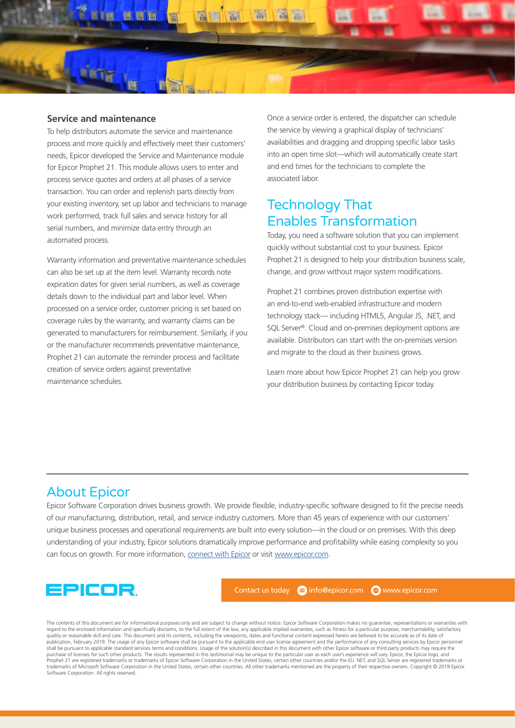### Service and maintenance

To help distributors automate the service and maintenance process and more quickly and effectively meet their customers' needs, Epicor developed the Service and Maintenance module for Epicor Prophet 21. This module allows users to enter and process service quotes and orders at all phases of a service transaction. You can order and replenish parts directly from your existing inventory, set up labor and technicians to manage work performed, track full sales and service history for all serial numbers, and minimize data entry through an automated process.

Warranty information and preventative maintenance schedules can also be set up at the item level. Warranty records note expiration dates for given serial numbers, as well as coverage details down to the individual part and labor level. When processed on a service order, customer pricing is set based on coverage rules by the warranty, and warranty claims can be generated to manufacturers for reimbursement. Similarly, if you or the manufacturer recommends preventative maintenance, Prophet 21 can automate the reminder process and facilitate creation of service orders against preventative maintenance schedules.

Once a service order is entered, the dispatcher can schedule the service by viewing a graphical display of technicians' availabilities and dragging and dropping specific labor tasks into an open time slot—which will automatically create start and end times for the technicians to complete the associated labor.

## Technology That Enables Transformation

Today, you need a software solution that you can implement quickly without substantial cost to your business. Epicor Prophet 21 is designed to help your distribution business scale, change, and grow without major system modifications.

Prophet 21 combines proven distribution expertise with an end-to-end web-enabled infrastructure and modern technology stack— including HTML5, Angular JS, .NET, and SQL Server®. Cloud and on-premises deployment options are available. Distributors can start with the on-premises version and migrate to the cloud as their business grows.

Learn more about how Epicor Prophet 21 can help you grow your distribution business by contacting Epicor today.

## About Epicor

Epicor Software Corporation drives business growth. We provide flexible, industry-specific software designed to fit the precise needs of our manufacturing, distribution, retail, and service industry customers. More than 45 years of experience with our customers' unique business processes and operational requirements are built into every solution—in the cloud or on premises. With this deep understanding of your industry, Epicor solutions dramatically improve performance and profitability while easing complexity so you can focus on growth. For more information, connect with Epicor or visit www.epicor.com.

EPICOR

Contact us today info@epicor.com www.epicor.com

The contents of this document are for informational purposes only and are subject to change without notice. Epicor Software Corporation makes no guarantee, representations or warranties with regard to the enclosed information and specifically disclaims, to the full extent of the law, any applicable implied warranties, such as fitness for a particular purpose, merchantability, satisfactory quality or reasonable skill and care. This document and its contents, including the viewpoints, dates and functional content expressed herein are believed to be accurate as of its date of publication, February 2019. The usage of any Epicor software shall be pursuant to the applicable end user license agreement and the performance of any consulting services by Epicor personnel shall be pursuant to applicable standard services terms and conditions. Usage of the solution(s) described in this document with other Epicor software or third party products may require the purchase of licenses for such other products. The results represented in this testimonial may be unique to the particular user as each user's experience will vary. Epicor, the Epicor logo, and Prophet 21 are registered trademarks or trademarks of Epicor Software Corporation in the United States, certain other countries and/or the EU. NET, and SQL Server are registered trademarks or trademarks of Microsoft Software Corporation in the United States, certain other countries. All other trademarks mentioned are the property of their respective owners. Copyright © 2019 Epicor Software Corporation. All rights reserved.